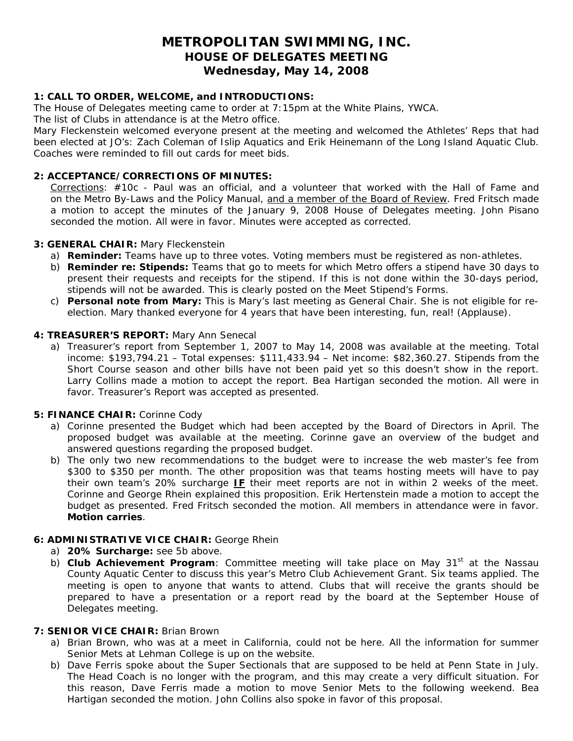# METROPOLITAN SWIMMING, INC.
## HOUSE OF DELEGATES MEETING
## Wednesday, May 14, 2008

**1: CALL TO ORDER, WELCOME, and INTRODUCTIONS:**

The House of Delegates meeting came to order at 7:15pm at the White Plains, YWCA.
The list of Clubs in attendance is at the Metro office.
Mary Fleckenstein welcomed everyone present at the meeting and welcomed the Athletes' Reps that had been elected at JO's: Zach Coleman of Islip Aquatics and Erik Heinemann of the Long Island Aquatic Club. Coaches were reminded to fill out cards for meet bids.

**2: ACCEPTANCE/CORRECTIONS OF MINUTES:**

Corrections: #10c - Paul was an official, and a volunteer that worked with the Hall of Fame and on the Metro By-Laws and the Policy Manual, and a member of the Board of Review. Fred Fritsch made a motion to accept the minutes of the January 9, 2008 House of Delegates meeting. John Pisano seconded the motion. All were in favor. Minutes were accepted as corrected.

**3: GENERAL CHAIR:** Mary Fleckenstein

a) **Reminder:** Teams have up to three votes. Voting members must be registered as non-athletes.
b) **Reminder re: Stipends:** Teams that go to meets for which Metro offers a stipend have 30 days to present their requests and receipts for the stipend. If this is not done within the 30-days period, stipends will not be awarded. This is clearly posted on the Meet Stipend's Forms.
c) **Personal note from Mary:** This is Mary's last meeting as General Chair. She is not eligible for re-election. Mary thanked everyone for 4 years that have been interesting, fun, real! (Applause).

**4: TREASURER'S REPORT:** Mary Ann Senecal

a) Treasurer's report from September 1, 2007 to May 14, 2008 was available at the meeting. Total income: $193,794.21 – Total expenses: $111,433.94 – Net income: $82,360.27. Stipends from the Short Course season and other bills have not been paid yet so this doesn't show in the report. Larry Collins made a motion to accept the report. Bea Hartigan seconded the motion. All were in favor. Treasurer's Report was accepted as presented.

**5: FINANCE CHAIR:** Corinne Cody

a) Corinne presented the Budget which had been accepted by the Board of Directors in April. The proposed budget was available at the meeting. Corinne gave an overview of the budget and answered questions regarding the proposed budget.
b) The only two new recommendations to the budget were to increase the web master's fee from $300 to $350 per month. The other proposition was that teams hosting meets will have to pay their own team's 20% surcharge **IF** their meet reports are not in within 2 weeks of the meet. Corinne and George Rhein explained this proposition. Erik Hertenstein made a motion to accept the budget as presented. Fred Fritsch seconded the motion. All members in attendance were in favor. **Motion carries**.

**6: ADMINISTRATIVE VICE CHAIR:** George Rhein

a) **20% Surcharge:** see 5b above.
b) **Club Achievement Program**: Committee meeting will take place on May 31st at the Nassau County Aquatic Center to discuss this year's Metro Club Achievement Grant. Six teams applied. The meeting is open to anyone that wants to attend. Clubs that will receive the grants should be prepared to have a presentation or a report read by the board at the September House of Delegates meeting.

**7: SENIOR VICE CHAIR:** Brian Brown

a) Brian Brown, who was at a meet in California, could not be here. All the information for summer Senior Mets at Lehman College is up on the website.
b) Dave Ferris spoke about the Super Sectionals that are supposed to be held at Penn State in July. The Head Coach is no longer with the program, and this may create a very difficult situation. For this reason, Dave Ferris made a motion to move Senior Mets to the following weekend. Bea Hartigan seconded the motion. John Collins also spoke in favor of this proposal.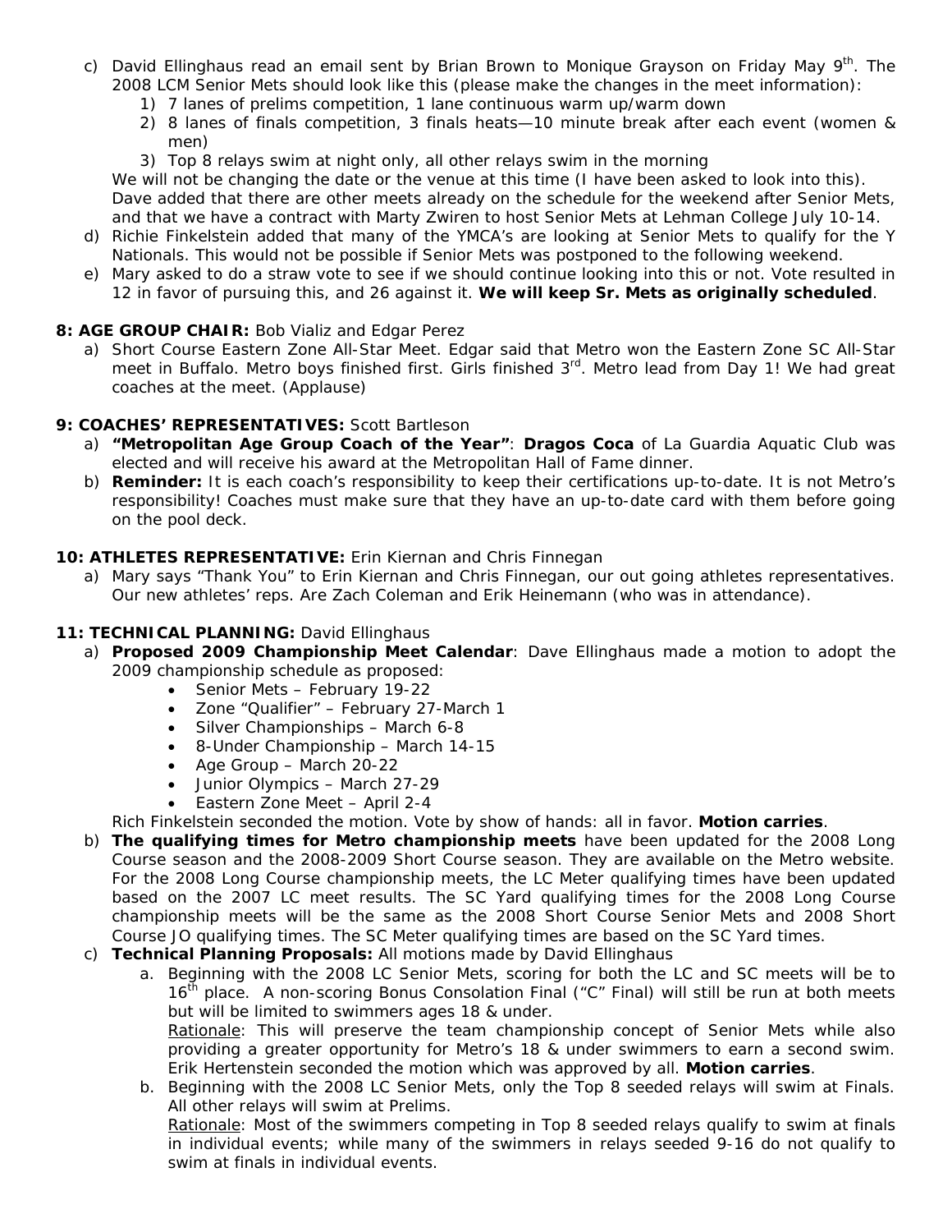c) David Ellinghaus read an email sent by Brian Brown to Monique Grayson on Friday May 9th. The 2008 LCM Senior Mets should look like this (please make the changes in the meet information):
   1) 7 lanes of prelims competition, 1 lane continuous warm up/warm down
   2) 8 lanes of finals competition, 3 finals heats—10 minute break after each event (women & men)
   3) Top 8 relays swim at night only, all other relays swim in the morning

   We will not be changing the date or the venue at this time (I have been asked to look into this). Dave added that there are other meets already on the schedule for the weekend after Senior Mets, and that we have a contract with Marty Zwiren to host Senior Mets at Lehman College July 10-14.

d) Richie Finkelstein added that many of the YMCA's are looking at Senior Mets to qualify for the Y Nationals. This would not be possible if Senior Mets was postponed to the following weekend.

e) Mary asked to do a straw vote to see if we should continue looking into this or not. Vote resulted in 12 in favor of pursuing this, and 26 against it. **We will keep Sr. Mets as originally scheduled**.

**8: AGE GROUP CHAIR:** Bob Vializ and Edgar Perez

a) Short Course Eastern Zone All-Star Meet. Edgar said that Metro won the Eastern Zone SC All-Star meet in Buffalo. Metro boys finished first. Girls finished 3rd. Metro lead from Day 1! We had great coaches at the meet. (Applause)

**9: COACHES' REPRESENTATIVES:** Scott Bartleson

a) **"Metropolitan Age Group Coach of the Year"**: **Dragos Coca** of La Guardia Aquatic Club was elected and will receive his award at the Metropolitan Hall of Fame dinner.

b) **Reminder:** It is each coach's responsibility to keep their certifications up-to-date. It is not Metro's responsibility! Coaches must make sure that they have an up-to-date card with them before going on the pool deck.

**10: ATHLETES REPRESENTATIVE:** Erin Kiernan and Chris Finnegan

a) Mary says "Thank You" to Erin Kiernan and Chris Finnegan, our out going athletes representatives. Our new athletes' reps. Are Zach Coleman and Erik Heinemann (who was in attendance).

**11: TECHNICAL PLANNING:** David Ellinghaus

a) **Proposed 2009 Championship Meet Calendar**: Dave Ellinghaus made a motion to adopt the 2009 championship schedule as proposed:
   - Senior Mets – February 19-22
   - Zone "Qualifier" – February 27-March 1
   - Silver Championships – March 6-8
   - 8-Under Championship – March 14-15
   - Age Group – March 20-22
   - Junior Olympics – March 27-29
   - Eastern Zone Meet – April 2-4

   Rich Finkelstein seconded the motion. Vote by show of hands: all in favor. **Motion carries**.

b) **The qualifying times for Metro championship meets** have been updated for the 2008 Long Course season and the 2008-2009 Short Course season. They are available on the Metro website. For the 2008 Long Course championship meets, the LC Meter qualifying times have been updated based on the 2007 LC meet results. The SC Yard qualifying times for the 2008 Long Course championship meets will be the same as the 2008 Short Course Senior Mets and 2008 Short Course JO qualifying times. The SC Meter qualifying times are based on the SC Yard times.

c) **Technical Planning Proposals:** All motions made by David Ellinghaus
   a. Beginning with the 2008 LC Senior Mets, scoring for both the LC and SC meets will be to 16th place. A non-scoring Bonus Consolation Final ("C" Final) will still be run at both meets but will be limited to swimmers ages 18 & under.
      Rationale: This will preserve the team championship concept of Senior Mets while also providing a greater opportunity for Metro's 18 & under swimmers to earn a second swim. Erik Hertenstein seconded the motion which was approved by all. **Motion carries**.
   b. Beginning with the 2008 LC Senior Mets, only the Top 8 seeded relays will swim at Finals. All other relays will swim at Prelims.
      Rationale: Most of the swimmers competing in Top 8 seeded relays qualify to swim at finals in individual events; while many of the swimmers in relays seeded 9-16 do not qualify to swim at finals in individual events.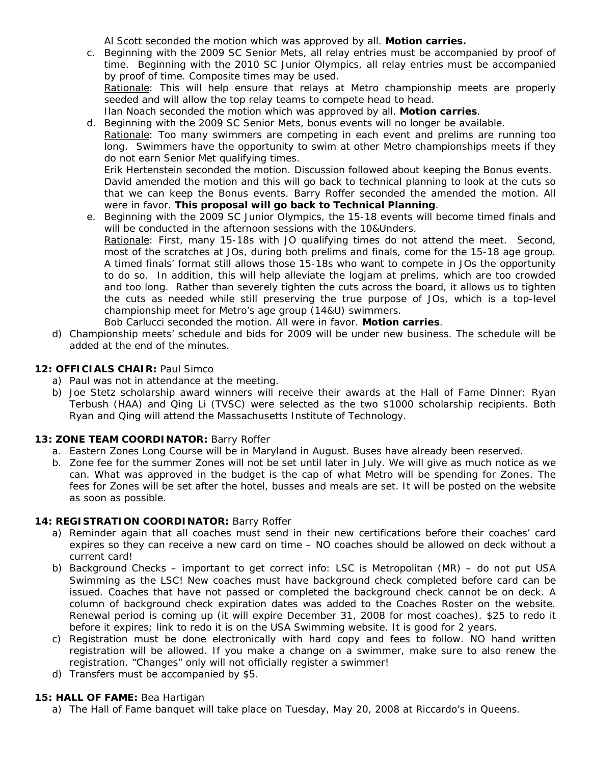Al Scott seconded the motion which was approved by all. **Motion carries.**

c. Beginning with the 2009 SC Senior Mets, all relay entries must be accompanied by proof of time. Beginning with the 2010 SC Junior Olympics, all relay entries must be accompanied by proof of time. Composite times may be used.
   Rationale: This will help ensure that relays at Metro championship meets are properly seeded and will allow the top relay teams to compete head to head.
   Ilan Noach seconded the motion which was approved by all. **Motion carries**.
d. Beginning with the 2009 SC Senior Mets, bonus events will no longer be available.
   Rationale: Too many swimmers are competing in each event and prelims are running too long. Swimmers have the opportunity to swim at other Metro championships meets if they do not earn Senior Met qualifying times.
   Erik Hertenstein seconded the motion. Discussion followed about keeping the Bonus events. David amended the motion and this will go back to technical planning to look at the cuts so that we can keep the Bonus events. Barry Roffer seconded the amended the motion. All were in favor. **This proposal will go back to Technical Planning**.
e. Beginning with the 2009 SC Junior Olympics, the 15-18 events will become timed finals and will be conducted in the afternoon sessions with the 10&Unders.
   Rationale: First, many 15-18s with JO qualifying times do not attend the meet. Second, most of the scratches at JOs, during both prelims and finals, come for the 15-18 age group. A timed finals' format still allows those 15-18s who want to compete in JOs the opportunity to do so. In addition, this will help alleviate the logjam at prelims, which are too crowded and too long. Rather than severely tighten the cuts across the board, it allows us to tighten the cuts as needed while still preserving the true purpose of JOs, which is a top-level championship meet for Metro's age group (14&U) swimmers.
   Bob Carlucci seconded the motion. All were in favor. **Motion carries**.

d) Championship meets' schedule and bids for 2009 will be under new business. The schedule will be added at the end of the minutes.

**12: OFFICIALS CHAIR:** Paul Simco

a) Paul was not in attendance at the meeting.
b) Joe Stetz scholarship award winners will receive their awards at the Hall of Fame Dinner: Ryan Terbush (HAA) and Qing Li (TVSC) were selected as the two $1000 scholarship recipients. Both Ryan and Qing will attend the Massachusetts Institute of Technology.

**13: ZONE TEAM COORDINATOR:** Barry Roffer

a. Eastern Zones Long Course will be in Maryland in August. Buses have already been reserved.
b. Zone fee for the summer Zones will not be set until later in July. We will give as much notice as we can. What was approved in the budget is the cap of what Metro will be spending for Zones. The fees for Zones will be set after the hotel, busses and meals are set. It will be posted on the website as soon as possible.

**14: REGISTRATION COORDINATOR:** Barry Roffer

a) Reminder again that all coaches must send in their new certifications before their coaches' card expires so they can receive a new card on time – NO coaches should be allowed on deck without a current card!
b) Background Checks – important to get correct info: LSC is Metropolitan (MR) – do not put USA Swimming as the LSC! New coaches must have background check completed before card can be issued. Coaches that have not passed or completed the background check cannot be on deck. A column of background check expiration dates was added to the Coaches Roster on the website. Renewal period is coming up (it will expire December 31, 2008 for most coaches). $25 to redo it before it expires; link to redo it is on the USA Swimming website. It is good for 2 years.
c) Registration must be done electronically with hard copy and fees to follow. NO hand written registration will be allowed. If you make a change on a swimmer, make sure to also renew the registration. "Changes" only will not officially register a swimmer!
d) Transfers must be accompanied by $5.

**15: HALL OF FAME:** Bea Hartigan

a) The Hall of Fame banquet will take place on Tuesday, May 20, 2008 at Riccardo's in Queens.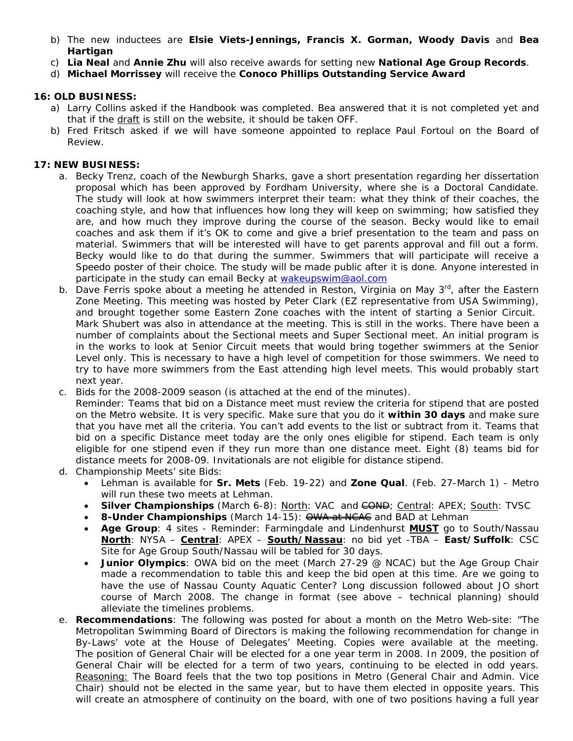b) The new inductees are **Elsie Viets-Jennings, Francis X. Gorman, Woody Davis** and **Bea Hartigan**
c) **Lia Neal** and **Annie Zhu** will also receive awards for setting new **National Age Group Records**.
d) **Michael Morrissey** will receive the **Conoco Phillips Outstanding Service Award**

**16: OLD BUSINESS:**

a) Larry Collins asked if the Handbook was completed. Bea answered that it is not completed yet and that if the draft is still on the website, it should be taken OFF.
b) Fred Fritsch asked if we will have someone appointed to replace Paul Fortoul on the Board of Review.

**17: NEW BUSINESS:**

a. Becky Trenz, coach of the Newburgh Sharks, gave a short presentation regarding her dissertation proposal which has been approved by Fordham University, where she is a Doctoral Candidate. The study will look at how swimmers interpret their team: what they think of their coaches, the coaching style, and how that influences how long they will keep on swimming; how satisfied they are, and how much they improve during the course of the season. Becky would like to email coaches and ask them if it's OK to come and give a brief presentation to the team and pass on material. Swimmers that will be interested will have to get parents approval and fill out a form. Becky would like to do that during the summer. Swimmers that will participate will receive a Speedo poster of their choice. The study will be made public after it is done. Anyone interested in participate in the study can email Becky at wakeupswim@aol.com
b. Dave Ferris spoke about a meeting he attended in Reston, Virginia on May 3rd, after the Eastern Zone Meeting. This meeting was hosted by Peter Clark (EZ representative from USA Swimming), and brought together some Eastern Zone coaches with the intent of starting a Senior Circuit. Mark Shubert was also in attendance at the meeting. This is still in the works. There have been a number of complaints about the Sectional meets and Super Sectional meet. An initial program is in the works to look at Senior Circuit meets that would bring together swimmers at the Senior Level only. This is necessary to have a high level of competition for those swimmers. We need to try to have more swimmers from the East attending high level meets. This would probably start next year.
c. Bids for the 2008-2009 season (is attached at the end of the minutes).
Reminder: Teams that bid on a Distance meet must review the criteria for stipend that are posted on the Metro website. It is very specific. Make sure that you do it **within 30 days** and make sure that you have met all the criteria. You can't add events to the list or subtract from it. Teams that bid on a specific Distance meet today are the only ones eligible for stipend. Each team is only eligible for one stipend even if they run more than one distance meet. Eight (8) teams bid for distance meets for 2008-09. Invitationals are not eligible for distance stipend.
d. Championship Meets' site Bids:
   - Lehman is available for **Sr. Mets** (Feb. 19-22) and **Zone Qual**. (Feb. 27-March 1) - Metro will run these two meets at Lehman.
   - **Silver Championships** (March 6-8): North: VAC and ~~COND~~; Central: APEX; South: TVSC
   - **8-Under Championships** (March 14-15): ~~OWA at NCAC~~ and BAD at Lehman
   - **Age Group**: 4 sites - Reminder: Farmingdale and Lindenhurst **MUST** go to South/Nassau **North**: NYSA – **Central**: APEX – **South/Nassau**: no bid yet -TBA – **East/Suffolk**: CSC Site for Age Group South/Nassau will be tabled for 30 days.
   - **Junior Olympics**: OWA bid on the meet (March 27-29 @ NCAC) but the Age Group Chair made a recommendation to table this and keep the bid open at this time. Are we going to have the use of Nassau County Aquatic Center? Long discussion followed about JO short course of March 2008. The change in format (see above – technical planning) should alleviate the timelines problems.
e. **Recommendations**: The following was posted for about a month on the Metro Web-site: "The Metropolitan Swimming Board of Directors is making the following recommendation for change in By-Laws' vote at the House of Delegates' Meeting. Copies were available at the meeting. The position of General Chair will be elected for a one year term in 2008. In 2009, the position of General Chair will be elected for a term of two years, continuing to be elected in odd years. Reasoning: The Board feels that the two top positions in Metro (General Chair and Admin. Vice Chair) should not be elected in the same year, but to have them elected in opposite years. This will create an atmosphere of continuity on the board, with one of two positions having a full year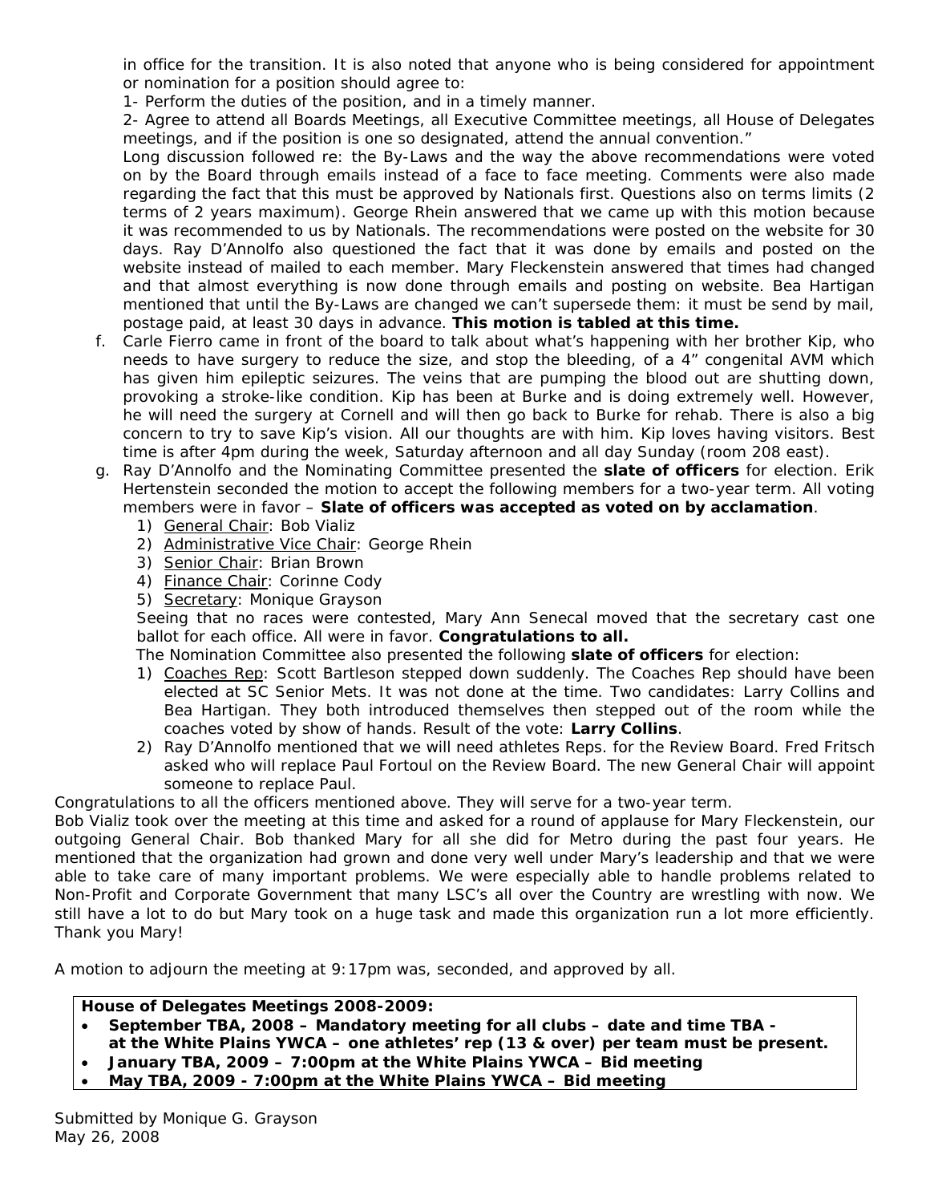in office for the transition. It is also noted that anyone who is being considered for appointment or nomination for a position should agree to:

1- Perform the duties of the position, and in a timely manner.

2- Agree to attend all Boards Meetings, all Executive Committee meetings, all House of Delegates meetings, and if the position is one so designated, attend the annual convention."

Long discussion followed re: the By-Laws and the way the above recommendations were voted on by the Board through emails instead of a face to face meeting. Comments were also made regarding the fact that this must be approved by Nationals first. Questions also on terms limits (2 terms of 2 years maximum). George Rhein answered that we came up with this motion because it was recommended to us by Nationals. The recommendations were posted on the website for 30 days. Ray D'Annolfo also questioned the fact that it was done by emails and posted on the website instead of mailed to each member. Mary Fleckenstein answered that times had changed and that almost everything is now done through emails and posting on website. Bea Hartigan mentioned that until the By-Laws are changed we can't supersede them: it must be send by mail, postage paid, at least 30 days in advance. **This motion is tabled at this time.**

f. Carle Fierro came in front of the board to talk about what's happening with her brother Kip, who needs to have surgery to reduce the size, and stop the bleeding, of a 4" congenital AVM which has given him epileptic seizures. The veins that are pumping the blood out are shutting down, provoking a stroke-like condition. Kip has been at Burke and is doing extremely well. However, he will need the surgery at Cornell and will then go back to Burke for rehab. There is also a big concern to try to save Kip's vision. All our thoughts are with him. Kip loves having visitors. Best time is after 4pm during the week, Saturday afternoon and all day Sunday (room 208 east).

g. Ray D'Annolfo and the Nominating Committee presented the **slate of officers** for election. Erik Hertenstein seconded the motion to accept the following members for a two-year term. All voting members were in favor – **Slate of officers was accepted as voted on by acclamation**.
   1) General Chair: Bob Vializ
   2) Administrative Vice Chair: George Rhein
   3) Senior Chair: Brian Brown
   4) Finance Chair: Corinne Cody
   5) Secretary: Monique Grayson

   Seeing that no races were contested, Mary Ann Senecal moved that the secretary cast one ballot for each office. All were in favor. **Congratulations to all.**

   The Nomination Committee also presented the following **slate of officers** for election:
   1) Coaches Rep: Scott Bartleson stepped down suddenly. The Coaches Rep should have been elected at SC Senior Mets. It was not done at the time. Two candidates: Larry Collins and Bea Hartigan. They both introduced themselves then stepped out of the room while the coaches voted by show of hands. Result of the vote: **Larry Collins**.
   2) Ray D'Annolfo mentioned that we will need athletes Reps. for the Review Board. Fred Fritsch asked who will replace Paul Fortoul on the Review Board. The new General Chair will appoint someone to replace Paul.

Congratulations to all the officers mentioned above. They will serve for a two-year term.

Bob Vializ took over the meeting at this time and asked for a round of applause for Mary Fleckenstein, our outgoing General Chair. Bob thanked Mary for all she did for Metro during the past four years. He mentioned that the organization had grown and done very well under Mary's leadership and that we were able to take care of many important problems. We were especially able to handle problems related to Non-Profit and Corporate Government that many LSC's all over the Country are wrestling with now. We still have a lot to do but Mary took on a huge task and made this organization run a lot more efficiently. Thank you Mary!

A motion to adjourn the meeting at 9:17pm was, seconded, and approved by all.

**House of Delegates Meetings 2008-2009:**
- **September TBA, 2008 – Mandatory meeting for all clubs – date and time TBA - at the White Plains YWCA – one athletes' rep (13 & over) per team must be present.**
- **January TBA, 2009 – 7:00pm at the White Plains YWCA – Bid meeting**
- **May TBA, 2009 - 7:00pm at the White Plains YWCA – Bid meeting**

Submitted by Monique G. Grayson
May 26, 2008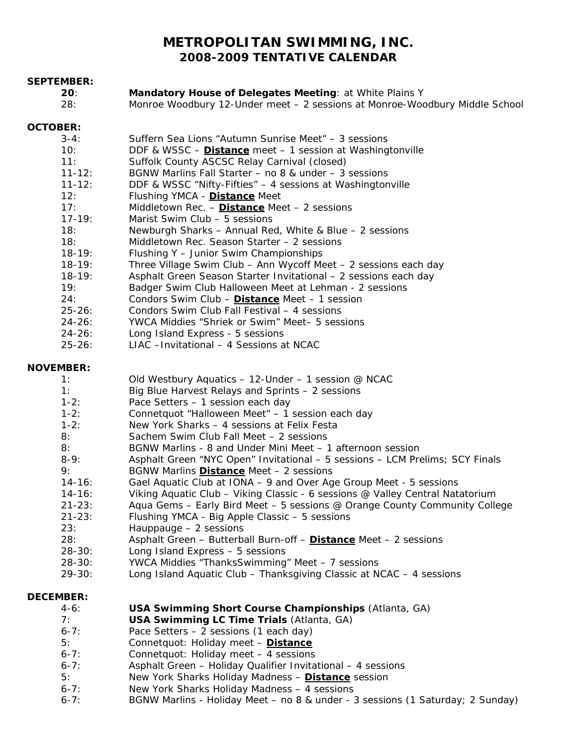# METROPOLITAN SWIMMING, INC.
## 2008-2009 TENTATIVE CALENDAR

**SEPTEMBER:**

- **20**: **Mandatory House of Delegates Meeting**: at White Plains Y
- 28: Monroe Woodbury 12-Under meet – 2 sessions at Monroe-Woodbury Middle School

**OCTOBER:**

- 3-4: Suffern Sea Lions "Autumn Sunrise Meet" – 3 sessions
- 10: DDF & WSSC – **Distance** meet – 1 session at Washingtonville
- 11: Suffolk County ASCSC Relay Carnival (closed)
- 11-12: BGNW Marlins Fall Starter – no 8 & under – 3 sessions
- 11-12: DDF & WSSC "Nifty-Fifties" – 4 sessions at Washingtonville
- 12: Flushing YMCA - **Distance** Meet
- 17: Middletown Rec. – **Distance** Meet – 2 sessions
- 17-19: Marist Swim Club – 5 sessions
- 18: Newburgh Sharks – Annual Red, White & Blue – 2 sessions
- 18: Middletown Rec. Season Starter – 2 sessions
- 18-19: Flushing Y – Junior Swim Championships
- 18-19: Three Village Swim Club – Ann Wycoff Meet – 2 sessions each day
- 18-19: Asphalt Green Season Starter Invitational – 2 sessions each day
- 19: Badger Swim Club Halloween Meet at Lehman - 2 sessions
- 24: Condors Swim Club – **Distance** Meet – 1 session
- 25-26: Condors Swim Club Fall Festival – 4 sessions
- 24-26: YWCA Middies "Shriek or Swim" Meet– 5 sessions
- 24-26: Long Island Express - 5 sessions
- 25-26: LIAC –Invitational – 4 Sessions at NCAC

**NOVEMBER:**

- 1: Old Westbury Aquatics – 12-Under – 1 session @ NCAC
- 1: Big Blue Harvest Relays and Sprints – 2 sessions
- 1-2: Pace Setters – 1 session each day
- 1-2: Connetquot "Halloween Meet" – 1 session each day
- 1-2: New York Sharks – 4 sessions at Felix Festa
- 8: Sachem Swim Club Fall Meet – 2 sessions
- 8: BGNW Marlins - 8 and Under Mini Meet – 1 afternoon session
- 8-9: Asphalt Green "NYC Open" Invitational – 5 sessions – LCM Prelims; SCY Finals
- 9: BGNW Marlins **Distance** Meet – 2 sessions
- 14-16: Gael Aquatic Club at IONA – 9 and Over Age Group Meet - 5 sessions
- 14-16: Viking Aquatic Club – Viking Classic - 6 sessions @ Valley Central Natatorium
- 21-23: Aqua Gems – Early Bird Meet – 5 sessions @ Orange County Community College
- 21-23: Flushing YMCA - Big Apple Classic – 5 sessions
- 23: Hauppauge – 2 sessions
- 28: Asphalt Green – Butterball Burn-off – **Distance** Meet – 2 sessions
- 28-30: Long Island Express – 5 sessions
- 28-30: YWCA Middies "ThanksSwimming" Meet – 7 sessions
- 29-30: Long Island Aquatic Club – Thanksgiving Classic at NCAC – 4 sessions

**DECEMBER:**

- 4-6: **USA Swimming Short Course Championships** (Atlanta, GA)
- 7: **USA Swimming LC Time Trials** (Atlanta, GA)
- 6-7: Pace Setters – 2 sessions (1 each day)
- 5: Connetquot: Holiday meet – **Distance**
- 6-7: Connetquot: Holiday meet – 4 sessions
- 6-7: Asphalt Green – Holiday Qualifier Invitational – 4 sessions
- 5: New York Sharks Holiday Madness – **Distance** session
- 6-7: New York Sharks Holiday Madness – 4 sessions
- 6-7: BGNW Marlins - Holiday Meet – no 8 & under - 3 sessions (1 Saturday; 2 Sunday)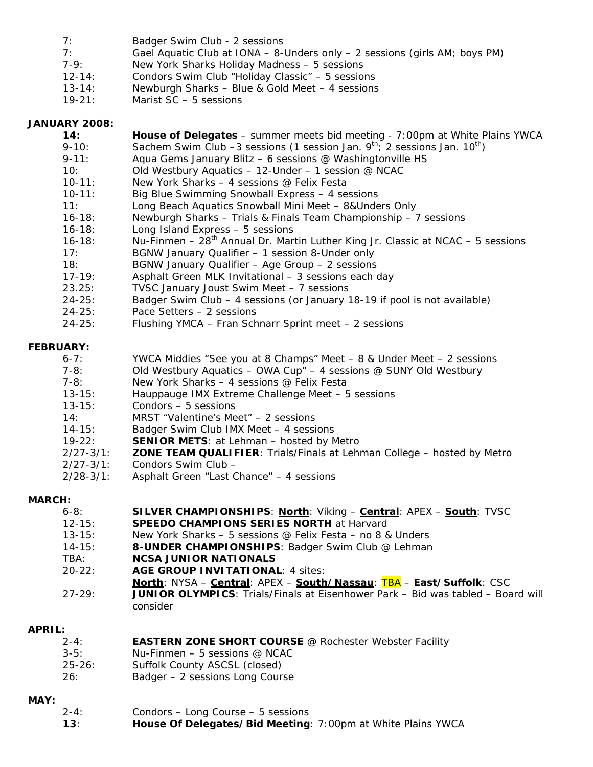7: Badger Swim Club - 2 sessions
7: Gael Aquatic Club at IONA – 8-Unders only – 2 sessions (girls AM; boys PM)
7-9: New York Sharks Holiday Madness – 5 sessions
12-14: Condors Swim Club "Holiday Classic" – 5 sessions
13-14: Newburgh Sharks – Blue & Gold Meet – 4 sessions
19-21: Marist SC – 5 sessions

**JANUARY 2008:**

**14:** **House of Delegates** – summer meets bid meeting - 7:00pm at White Plains YWCA
9-10: Sachem Swim Club –3 sessions (1 session Jan. 9th; 2 sessions Jan. 10th)
9-11: Aqua Gems January Blitz – 6 sessions @ Washingtonville HS
10: Old Westbury Aquatics – 12-Under – 1 session @ NCAC
10-11: New York Sharks – 4 sessions @ Felix Festa
10-11: Big Blue Swimming Snowball Express – 4 sessions
11: Long Beach Aquatics Snowball Mini Meet – 8&Unders Only
16-18: Newburgh Sharks – Trials & Finals Team Championship – 7 sessions
16-18: Long Island Express – 5 sessions
16-18: Nu-Finmen – 28th Annual Dr. Martin Luther King Jr. Classic at NCAC – 5 sessions
17: BGNW January Qualifier – 1 session 8-Under only
18: BGNW January Qualifier – Age Group – 2 sessions
17-19: Asphalt Green MLK Invitational – 3 sessions each day
23.25: TVSC January Joust Swim Meet – 7 sessions
24-25: Badger Swim Club – 4 sessions (or January 18-19 if pool is not available)
24-25: Pace Setters – 2 sessions
24-25: Flushing YMCA – Fran Schnarr Sprint meet – 2 sessions

**FEBRUARY:**

6-7: YWCA Middies "See you at 8 Champs" Meet – 8 & Under Meet – 2 sessions
7-8: Old Westbury Aquatics – OWA Cup" – 4 sessions @ SUNY Old Westbury
7-8: New York Sharks – 4 sessions @ Felix Festa
13-15: Hauppauge IMX Extreme Challenge Meet – 5 sessions
13-15: Condors – 5 sessions
14: MRST "Valentine's Meet" – 2 sessions
14-15: Badger Swim Club IMX Meet – 4 sessions
19-22: **SENIOR METS**: at Lehman – hosted by Metro
2/27-3/1: **ZONE TEAM QUALIFIER**: Trials/Finals at Lehman College – hosted by Metro
2/27-3/1: Condors Swim Club –
2/28-3/1: Asphalt Green "Last Chance" – 4 sessions

**MARCH:**

6-8: **SILVER CHAMPIONSHIPS**: **North**: Viking – **Central**: APEX – **South**: TVSC
12-15: **SPEEDO CHAMPIONS SERIES NORTH** at Harvard
13-15: New York Sharks – 5 sessions @ Felix Festa – no 8 & Unders
14-15: **8-UNDER CHAMPIONSHIPS**: Badger Swim Club @ Lehman
TBA: **NCSA JUNIOR NATIONALS**
20-22: **AGE GROUP INVITATIONAL**: 4 sites:
**North**: NYSA – **Central**: APEX – **South/Nassau**: TBA – **East/Suffolk**: CSC
27-29: **JUNIOR OLYMPICS**: Trials/Finals at Eisenhower Park – Bid was tabled – Board will consider

**APRIL:**

2-4: **EASTERN ZONE SHORT COURSE** @ Rochester Webster Facility
3-5: Nu-Finmen – 5 sessions @ NCAC
25-26: Suffolk County ASCSL (closed)
26: Badger – 2 sessions Long Course

**MAY:**

2-4: Condors – Long Course – 5 sessions
**13**: **House Of Delegates/Bid Meeting**: 7:00pm at White Plains YWCA